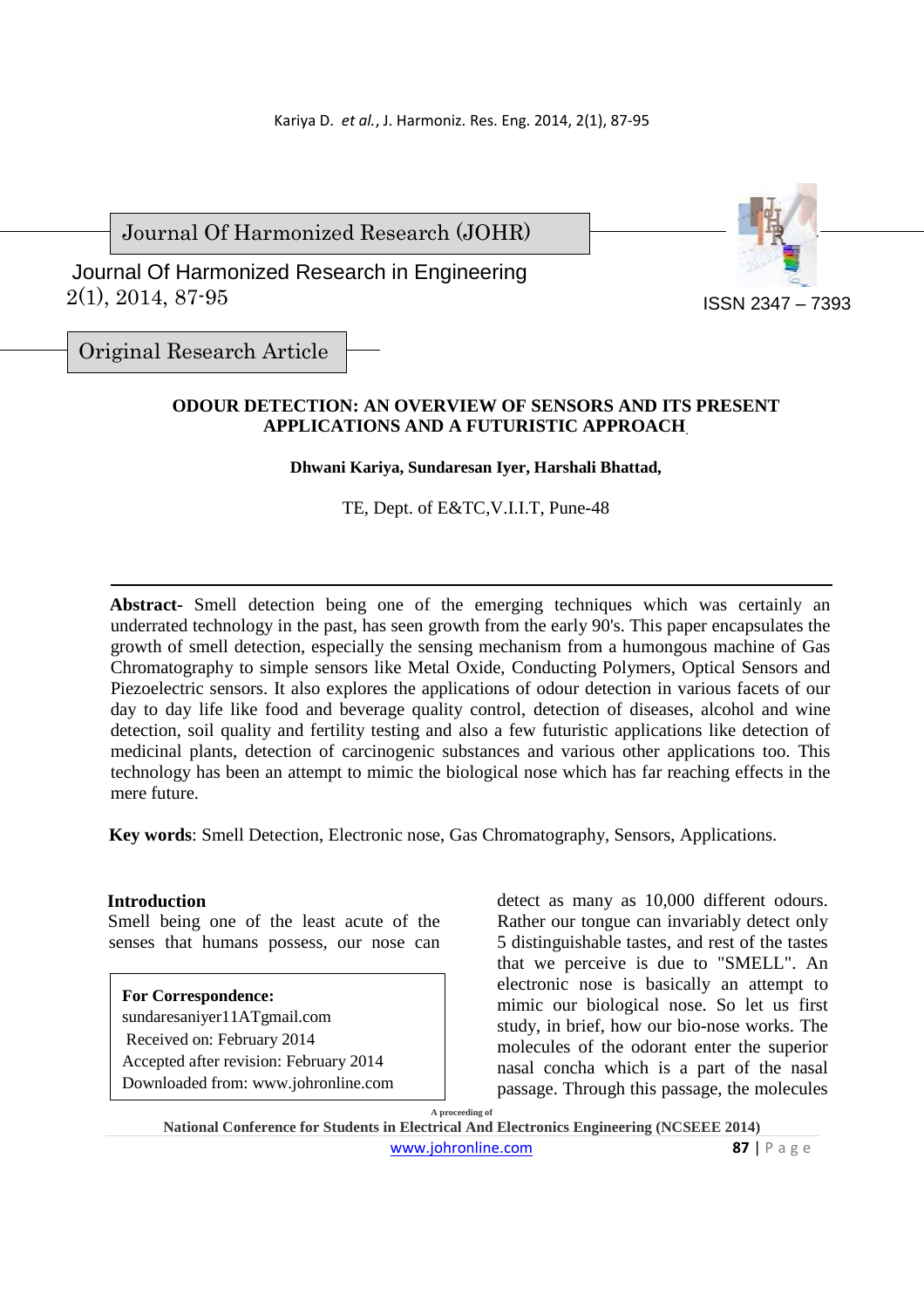Journal Of Harmonized Research (JOHR)

Journal Of Harmonized Research in Engineering
2(1), 2014, 87-95

ISSN 2347 – 7393

Original Research Article

# ODOUR DETECTION: AN OVERVIEW OF SENSORS AND ITS PRESENT APPLICATIONS AND A FUTURISTIC APPROACH

**Dhwani Kariya, Sundaresan Iyer, Harshali Bhattad,**

TE, Dept. of E&TC,V.I.I.T, Pune-48

---

**Abstract-** Smell detection being one of the emerging techniques which was certainly an underrated technology in the past, has seen growth from the early 90's. This paper encapsulates the growth of smell detection, especially the sensing mechanism from a humongous machine of Gas Chromatography to simple sensors like Metal Oxide, Conducting Polymers, Optical Sensors and Piezoelectric sensors. It also explores the applications of odour detection in various facets of our day to day life like food and beverage quality control, detection of diseases, alcohol and wine detection, soil quality and fertility testing and also a few futuristic applications like detection of medicinal plants, detection of carcinogenic substances and various other applications too. This technology has been an attempt to mimic the biological nose which has far reaching effects in the mere future.

**Key words**: Smell Detection, Electronic nose, Gas Chromatography, Sensors, Applications.

## Introduction

Smell being one of the least acute of the senses that humans possess, our nose can detect as many as 10,000 different odours. Rather our tongue can invariably detect only 5 distinguishable tastes, and rest of the tastes that we perceive is due to "SMELL". An electronic nose is basically an attempt to mimic our biological nose. So let us first study, in brief, how our bio-nose works. The molecules of the odorant enter the superior nasal concha which is a part of the nasal passage. Through this passage, the molecules

**For Correspondence:**
sundaresaniyer11ATgmail.com
Received on: February 2014
Accepted after revision: February 2014
Downloaded from: www.johronline.com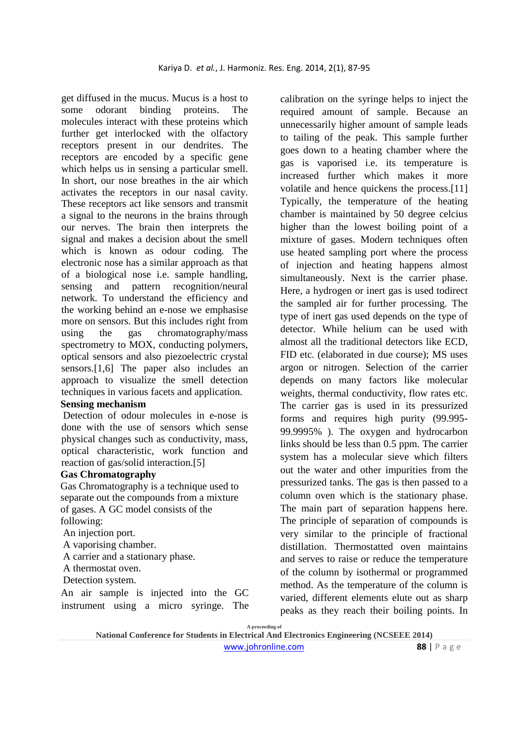get diffused in the mucus. Mucus is a host to some odorant binding proteins. The molecules interact with these proteins which further get interlocked with the olfactory receptors present in our dendrites. The receptors are encoded by a specific gene which helps us in sensing a particular smell. In short, our nose breathes in the air which activates the receptors in our nasal cavity. These receptors act like sensors and transmit a signal to the neurons in the brains through our nerves. The brain then interprets the signal and makes a decision about the smell which is known as odour coding. The electronic nose has a similar approach as that of a biological nose i.e. sample handling, sensing and pattern recognition/neural network. To understand the efficiency and the working behind an e-nose we emphasise more on sensors. But this includes right from using the gas chromatography/mass spectrometry to MOX, conducting polymers, optical sensors and also piezoelectric crystal sensors.[1,6] The paper also includes an approach to visualize the smell detection techniques in various facets and application.

**Sensing mechanism**

Detection of odour molecules in e-nose is done with the use of sensors which sense physical changes such as conductivity, mass, optical characteristic, work function and reaction of gas/solid interaction.[5]

**Gas Chromatography**

Gas Chromatography is a technique used to separate out the compounds from a mixture of gases. A GC model consists of the following:

An injection port.
A vaporising chamber.
A carrier and a stationary phase.
A thermostat oven.
Detection system.

An air sample is injected into the GC instrument using a micro syringe. The calibration on the syringe helps to inject the required amount of sample. Because an unnecessarily higher amount of sample leads to tailing of the peak. This sample further goes down to a heating chamber where the gas is vaporised i.e. its temperature is increased further which makes it more volatile and hence quickens the process.[11] Typically, the temperature of the heating chamber is maintained by 50 degree celcius higher than the lowest boiling point of a mixture of gases. Modern techniques often use heated sampling port where the process of injection and heating happens almost simultaneously. Next is the carrier phase. Here, a hydrogen or inert gas is used todirect the sampled air for further processing. The type of inert gas used depends on the type of detector. While helium can be used with almost all the traditional detectors like ECD, FID etc. (elaborated in due course); MS uses argon or nitrogen. Selection of the carrier depends on many factors like molecular weights, thermal conductivity, flow rates etc. The carrier gas is used in its pressurized forms and requires high purity (99.995-99.9995% ). The oxygen and hydrocarbon links should be less than 0.5 ppm. The carrier system has a molecular sieve which filters out the water and other impurities from the pressurized tanks. The gas is then passed to a column oven which is the stationary phase. The main part of separation happens here. The principle of separation of compounds is very similar to the principle of fractional distillation. Thermostatted oven maintains and serves to raise or reduce the temperature of the column by isothermal or programmed method. As the temperature of the column is varied, different elements elute out as sharp peaks as they reach their boiling points. In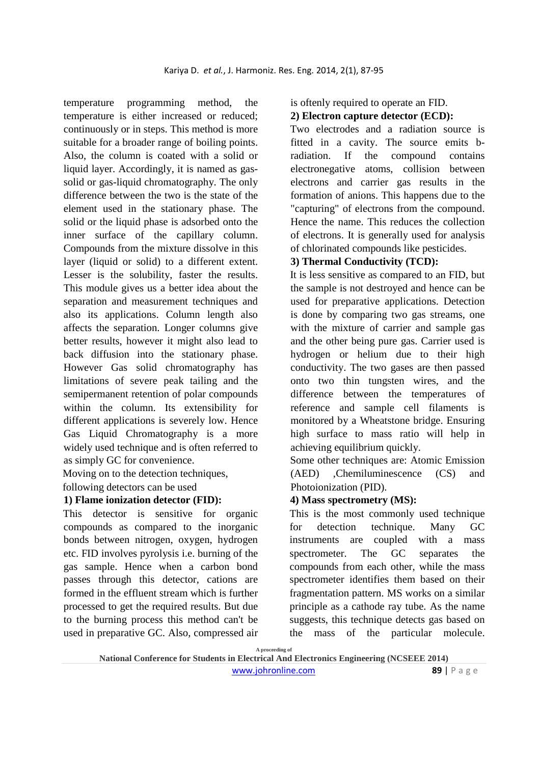temperature programming method, the temperature is either increased or reduced; continuously or in steps. This method is more suitable for a broader range of boiling points. Also, the column is coated with a solid or liquid layer. Accordingly, it is named as gas-solid or gas-liquid chromatography. The only difference between the two is the state of the element used in the stationary phase. The solid or the liquid phase is adsorbed onto the inner surface of the capillary column. Compounds from the mixture dissolve in this layer (liquid or solid) to a different extent. Lesser is the solubility, faster the results. This module gives us a better idea about the separation and measurement techniques and also its applications. Column length also affects the separation. Longer columns give better results, however it might also lead to back diffusion into the stationary phase. However Gas solid chromatography has limitations of severe peak tailing and the semipermanent retention of polar compounds within the column. Its extensibility for different applications is severely low. Hence Gas Liquid Chromatography is a more widely used technique and is often referred to as simply GC for convenience.

Moving on to the detection techniques, following detectors can be used

**1) Flame ionization detector (FID):**

This detector is sensitive for organic compounds as compared to the inorganic bonds between nitrogen, oxygen, hydrogen etc. FID involves pyrolysis i.e. burning of the gas sample. Hence when a carbon bond passes through this detector, cations are formed in the effluent stream which is further processed to get the required results. But due to the burning process this method can't be used in preparative GC. Also, compressed air is oftenly required to operate an FID.

**2) Electron capture detector (ECD):**

Two electrodes and a radiation source is fitted in a cavity. The source emits b-radiation. If the compound contains electronegative atoms, collision between electrons and carrier gas results in the formation of anions. This happens due to the "capturing" of electrons from the compound. Hence the name. This reduces the collection of electrons. It is generally used for analysis of chlorinated compounds like pesticides.

**3) Thermal Conductivity (TCD):**

It is less sensitive as compared to an FID, but the sample is not destroyed and hence can be used for preparative applications. Detection is done by comparing two gas streams, one with the mixture of carrier and sample gas and the other being pure gas. Carrier used is hydrogen or helium due to their high conductivity. The two gases are then passed onto two thin tungsten wires, and the difference between the temperatures of reference and sample cell filaments is monitored by a Wheatstone bridge. Ensuring high surface to mass ratio will help in achieving equilibrium quickly.

Some other techniques are: Atomic Emission (AED) ,Chemiluminescence (CS) and Photoionization (PID).

**4) Mass spectrometry (MS):**

This is the most commonly used technique for detection technique. Many GC instruments are coupled with a mass spectrometer. The GC separates the compounds from each other, while the mass spectrometer identifies them based on their fragmentation pattern. MS works on a similar principle as a cathode ray tube. As the name suggests, this technique detects gas based on the mass of the particular molecule.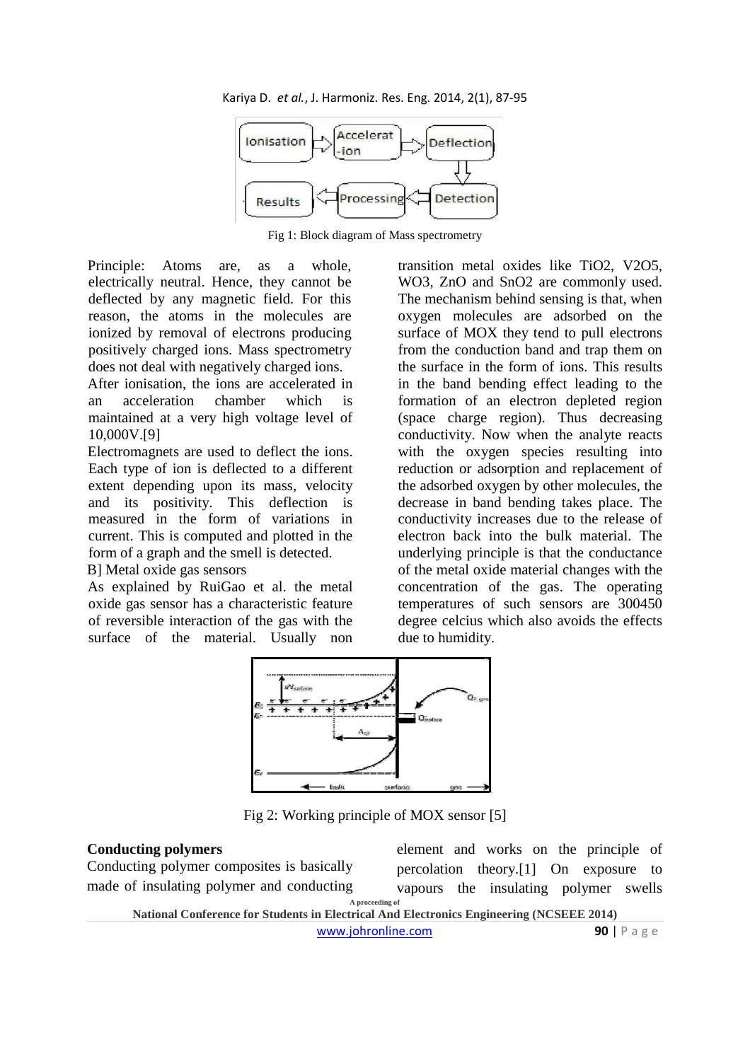Fig 1: Block diagram of Mass spectrometry

Principle: Atoms are, as a whole, electrically neutral. Hence, they cannot be deflected by any magnetic field. For this reason, the atoms in the molecules are ionized by removal of electrons producing positively charged ions. Mass spectrometry does not deal with negatively charged ions.

After ionisation, the ions are accelerated in an acceleration chamber which is maintained at a very high voltage level of 10,000V.[9]

Electromagnets are used to deflect the ions. Each type of ion is deflected to a different extent depending upon its mass, velocity and its positivity. This deflection is measured in the form of variations in current. This is computed and plotted in the form of a graph and the smell is detected.

B] Metal oxide gas sensors

As explained by RuiGao et al. the metal oxide gas sensor has a characteristic feature of reversible interaction of the gas with the surface of the material. Usually non transition metal oxides like $TiO_2$, $V_2O_5$, $WO_3$, ZnO and $SnO_2$ are commonly used. The mechanism behind sensing is that, when oxygen molecules are adsorbed on the surface of MOX they tend to pull electrons from the conduction band and trap them on the surface in the form of ions. This results in the band bending effect leading to the formation of an electron depleted region (space charge region). Thus decreasing conductivity. Now when the analyte reacts with the oxygen species resulting into reduction or adsorption and replacement of the adsorbed oxygen by other molecules, the decrease in band bending takes place. The conductivity increases due to the release of electron back into the bulk material. The underlying principle is that the conductance of the metal oxide material changes with the concentration of the gas. The operating temperatures of such sensors are 300450 degree celcius which also avoids the effects due to humidity.

Fig 2: Working principle of MOX sensor [5]

**Conducting polymers**

Conducting polymer composites is basically made of insulating polymer and conducting element and works on the principle of percolation theory.[1] On exposure to vapours the insulating polymer swells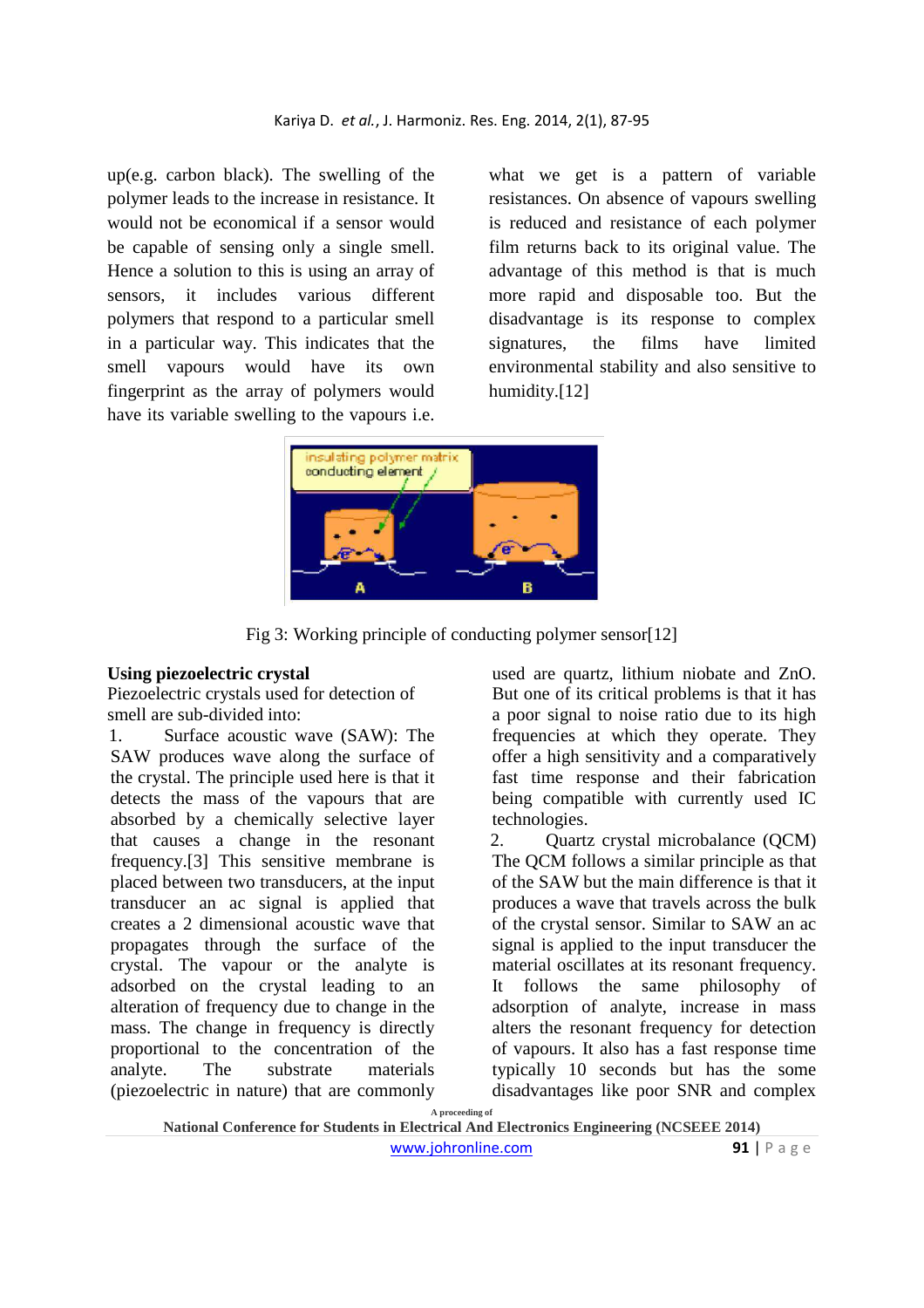up(e.g. carbon black). The swelling of the polymer leads to the increase in resistance. It would not be economical if a sensor would be capable of sensing only a single smell. Hence a solution to this is using an array of sensors, it includes various different polymers that respond to a particular smell in a particular way. This indicates that the smell vapours would have its own fingerprint as the array of polymers would have its variable swelling to the vapours i.e. what we get is a pattern of variable resistances. On absence of vapours swelling is reduced and resistance of each polymer film returns back to its original value. The advantage of this method is that is much more rapid and disposable too. But the disadvantage is its response to complex signatures, the films have limited environmental stability and also sensitive to humidity.[12]

Fig 3: Working principle of conducting polymer sensor[12]

**Using piezoelectric crystal**

Piezoelectric crystals used for detection of smell are sub-divided into:

1. Surface acoustic wave (SAW): The SAW produces wave along the surface of the crystal. The principle used here is that it detects the mass of the vapours that are absorbed by a chemically selective layer that causes a change in the resonant frequency.[3] This sensitive membrane is placed between two transducers, at the input transducer an ac signal is applied that creates a 2 dimensional acoustic wave that propagates through the surface of the crystal. The vapour or the analyte is adsorbed on the crystal leading to an alteration of frequency due to change in the mass. The change in frequency is directly proportional to the concentration of the analyte. The substrate materials (piezoelectric in nature) that are commonly used are quartz, lithium niobate and ZnO. But one of its critical problems is that it has a poor signal to noise ratio due to its high frequencies at which they operate. They offer a high sensitivity and a comparatively fast time response and their fabrication being compatible with currently used IC technologies.

2. Quartz crystal microbalance (QCM) The QCM follows a similar principle as that of the SAW but the main difference is that it produces a wave that travels across the bulk of the crystal sensor. Similar to SAW an ac signal is applied to the input transducer the material oscillates at its resonant frequency. It follows the same philosophy of adsorption of analyte, increase in mass alters the resonant frequency for detection of vapours. It also has a fast response time typically 10 seconds but has the some disadvantages like poor SNR and complex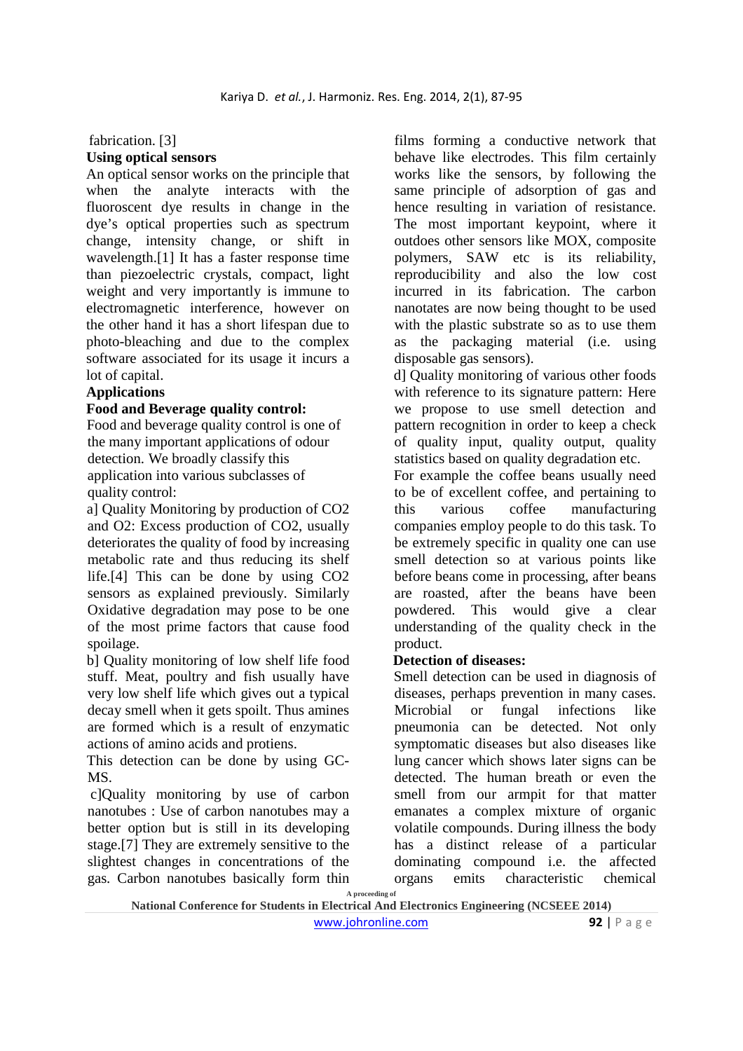fabrication. [3]

**Using optical sensors**

An optical sensor works on the principle that when the analyte interacts with the fluoroscent dye results in change in the dye's optical properties such as spectrum change, intensity change, or shift in wavelength.[1] It has a faster response time than piezoelectric crystals, compact, light weight and very importantly is immune to electromagnetic interference, however on the other hand it has a short lifespan due to photo-bleaching and due to the complex software associated for its usage it incurs a lot of capital.

**Applications**

**Food and Beverage quality control:**

Food and beverage quality control is one of the many important applications of odour detection. We broadly classify this application into various subclasses of quality control:

a] Quality Monitoring by production of $CO_2$ and $O_2$: Excess production of $CO_2$, usually deteriorates the quality of food by increasing metabolic rate and thus reducing its shelf life.[4] This can be done by using $CO_2$ sensors as explained previously. Similarly Oxidative degradation may pose to be one of the most prime factors that cause food spoilage.

b] Quality monitoring of low shelf life food stuff. Meat, poultry and fish usually have very low shelf life which gives out a typical decay smell when it gets spoilt. Thus amines are formed which is a result of enzymatic actions of amino acids and protiens.

This detection can be done by using GC-MS.

c]Quality monitoring by use of carbon nanotubes : Use of carbon nanotubes may a better option but is still in its developing stage.[7] They are extremely sensitive to the slightest changes in concentrations of the gas. Carbon nanotubes basically form thin films forming a conductive network that behave like electrodes. This film certainly works like the sensors, by following the same principle of adsorption of gas and hence resulting in variation of resistance. The most important keypoint, where it outdoes other sensors like MOX, composite polymers, SAW etc is its reliability, reproducibility and also the low cost incurred in its fabrication. The carbon nanotates are now being thought to be used with the plastic substrate so as to use them as the packaging material (i.e. using disposable gas sensors).

d] Quality monitoring of various other foods with reference to its signature pattern: Here we propose to use smell detection and pattern recognition in order to keep a check of quality input, quality output, quality statistics based on quality degradation etc.

For example the coffee beans usually need to be of excellent coffee, and pertaining to this various coffee manufacturing companies employ people to do this task. To be extremely specific in quality one can use smell detection so at various points like before beans come in processing, after beans are roasted, after the beans have been powdered. This would give a clear understanding of the quality check in the product.

**Detection of diseases:**

Smell detection can be used in diagnosis of diseases, perhaps prevention in many cases. Microbial or fungal infections like pneumonia can be detected. Not only symptomatic diseases but also diseases like lung cancer which shows later signs can be detected. The human breath or even the smell from our armpit for that matter emanates a complex mixture of organic volatile compounds. During illness the body has a distinct release of a particular dominating compound i.e. the affected organs emits characteristic chemical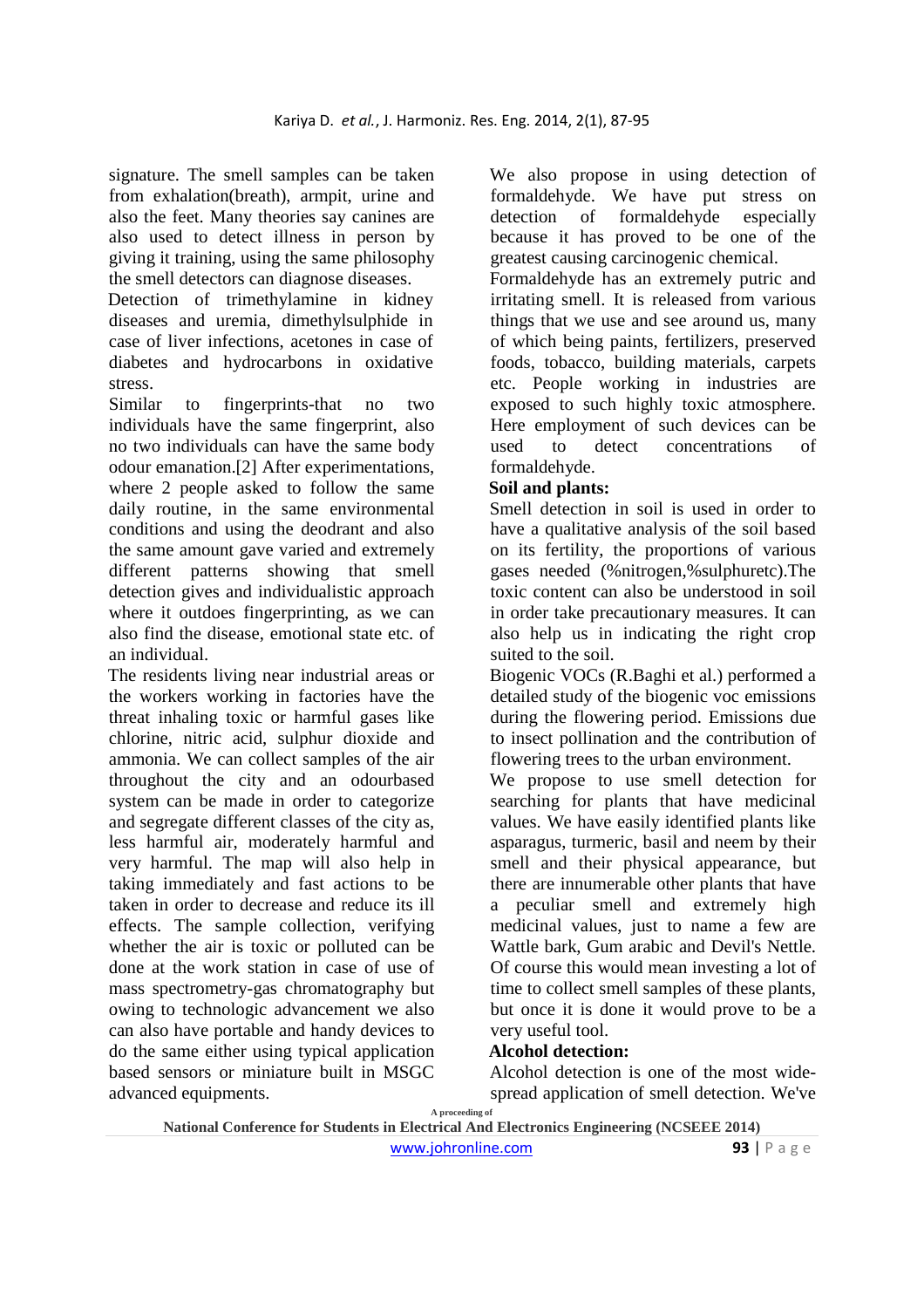signature. The smell samples can be taken from exhalation(breath), armpit, urine and also the feet. Many theories say canines are also used to detect illness in person by giving it training, using the same philosophy the smell detectors can diagnose diseases.

Detection of trimethylamine in kidney diseases and uremia, dimethylsulphide in case of liver infections, acetones in case of diabetes and hydrocarbons in oxidative stress.

Similar to fingerprints-that no two individuals have the same fingerprint, also no two individuals can have the same body odour emanation.[2] After experimentations, where 2 people asked to follow the same daily routine, in the same environmental conditions and using the deodrant and also the same amount gave varied and extremely different patterns showing that smell detection gives and individualistic approach where it outdoes fingerprinting, as we can also find the disease, emotional state etc. of an individual.

The residents living near industrial areas or the workers working in factories have the threat inhaling toxic or harmful gases like chlorine, nitric acid, sulphur dioxide and ammonia. We can collect samples of the air throughout the city and an odourbased system can be made in order to categorize and segregate different classes of the city as, less harmful air, moderately harmful and very harmful. The map will also help in taking immediately and fast actions to be taken in order to decrease and reduce its ill effects. The sample collection, verifying whether the air is toxic or polluted can be done at the work station in case of use of mass spectrometry-gas chromatography but owing to technologic advancement we also can also have portable and handy devices to do the same either using typical application based sensors or miniature built in MSGC advanced equipments.

We also propose in using detection of formaldehyde. We have put stress on detection of formaldehyde especially because it has proved to be one of the greatest causing carcinogenic chemical.

Formaldehyde has an extremely putric and irritating smell. It is released from various things that we use and see around us, many of which being paints, fertilizers, preserved foods, tobacco, building materials, carpets etc. People working in industries are exposed to such highly toxic atmosphere. Here employment of such devices can be used to detect concentrations of formaldehyde.

**Soil and plants:**

Smell detection in soil is used in order to have a qualitative analysis of the soil based on its fertility, the proportions of various gases needed (%nitrogen,%sulphuretc).The toxic content can also be understood in soil in order take precautionary measures. It can also help us in indicating the right crop suited to the soil.

Biogenic VOCs (R.Baghi et al.) performed a detailed study of the biogenic voc emissions during the flowering period. Emissions due to insect pollination and the contribution of flowering trees to the urban environment.

We propose to use smell detection for searching for plants that have medicinal values. We have easily identified plants like asparagus, turmeric, basil and neem by their smell and their physical appearance, but there are innumerable other plants that have a peculiar smell and extremely high medicinal values, just to name a few are Wattle bark, Gum arabic and Devil's Nettle. Of course this would mean investing a lot of time to collect smell samples of these plants, but once it is done it would prove to be a very useful tool.

**Alcohol detection:**

Alcohol detection is one of the most wide-spread application of smell detection. We've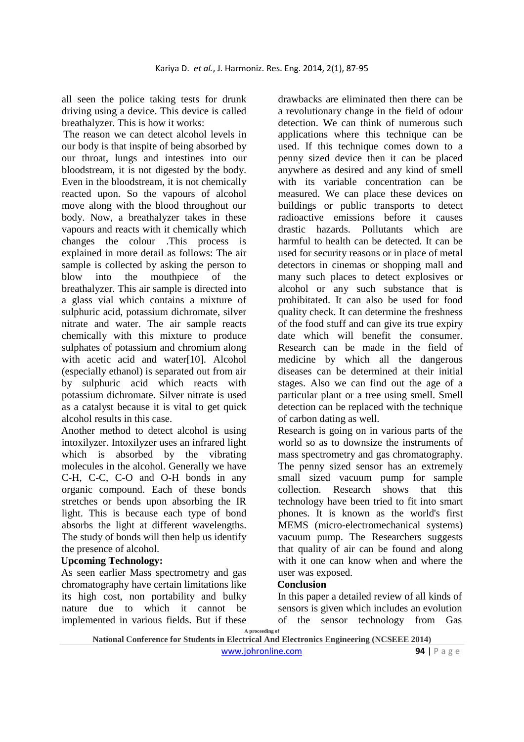all seen the police taking tests for drunk driving using a device. This device is called breathalyzer. This is how it works:

The reason we can detect alcohol levels in our body is that inspite of being absorbed by our throat, lungs and intestines into our bloodstream, it is not digested by the body. Even in the bloodstream, it is not chemically reacted upon. So the vapours of alcohol move along with the blood throughout our body. Now, a breathalyzer takes in these vapours and reacts with it chemically which changes the colour .This process is explained in more detail as follows: The air sample is collected by asking the person to blow into the mouthpiece of the breathalyzer. This air sample is directed into a glass vial which contains a mixture of sulphuric acid, potassium dichromate, silver nitrate and water. The air sample reacts chemically with this mixture to produce sulphates of potassium and chromium along with acetic acid and water[10]. Alcohol (especially ethanol) is separated out from air by sulphuric acid which reacts with potassium dichromate. Silver nitrate is used as a catalyst because it is vital to get quick alcohol results in this case.

Another method to detect alcohol is using intoxilyzer. Intoxilyzer uses an infrared light which is absorbed by the vibrating molecules in the alcohol. Generally we have C-H, C-C, C-O and O-H bonds in any organic compound. Each of these bonds stretches or bends upon absorbing the IR light. This is because each type of bond absorbs the light at different wavelengths. The study of bonds will then help us identify the presence of alcohol.

**Upcoming Technology:**

As seen earlier Mass spectrometry and gas chromatography have certain limitations like its high cost, non portability and bulky nature due to which it cannot be implemented in various fields. But if these drawbacks are eliminated then there can be a revolutionary change in the field of odour detection. We can think of numerous such applications where this technique can be used. If this technique comes down to a penny sized device then it can be placed anywhere as desired and any kind of smell with its variable concentration can be measured. We can place these devices on buildings or public transports to detect radioactive emissions before it causes drastic hazards. Pollutants which are harmful to health can be detected. It can be used for security reasons or in place of metal detectors in cinemas or shopping mall and many such places to detect explosives or alcohol or any such substance that is prohibitated. It can also be used for food quality check. It can determine the freshness of the food stuff and can give its true expiry date which will benefit the consumer. Research can be made in the field of medicine by which all the dangerous diseases can be determined at their initial stages. Also we can find out the age of a particular plant or a tree using smell. Smell detection can be replaced with the technique of carbon dating as well.

Research is going on in various parts of the world so as to downsize the instruments of mass spectrometry and gas chromatography. The penny sized sensor has an extremely small sized vacuum pump for sample collection. Research shows that this technology have been tried to fit into smart phones. It is known as the world's first MEMS (micro-electromechanical systems) vacuum pump. The Researchers suggests that quality of air can be found and along with it one can know when and where the user was exposed.

**Conclusion**

In this paper a detailed review of all kinds of sensors is given which includes an evolution of the sensor technology from Gas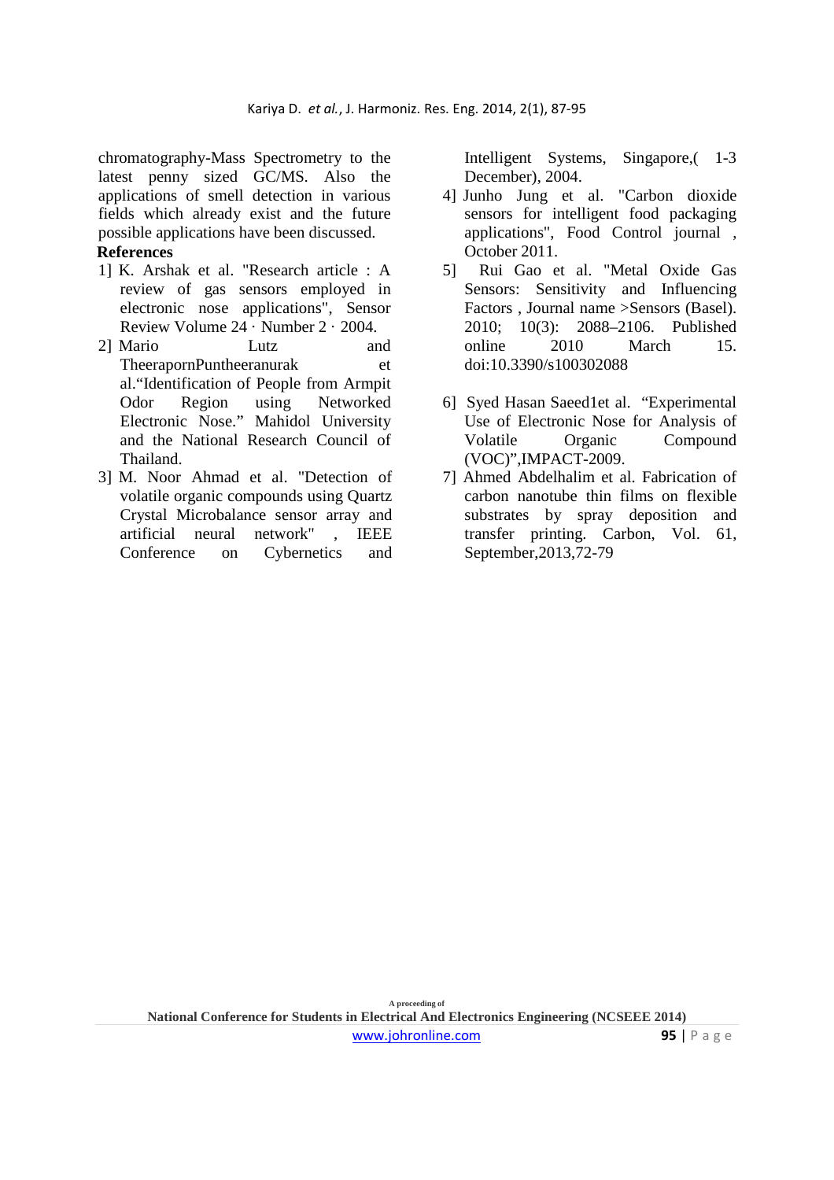chromatography-Mass Spectrometry to the latest penny sized GC/MS. Also the applications of smell detection in various fields which already exist and the future possible applications have been discussed.

**References**

1] K. Arshak et al. "Research article : A review of gas sensors employed in electronic nose applications", Sensor Review Volume 24 · Number 2 · 2004.

2] Mario Lutz and TheerapornPuntheeranurak et al."Identification of People from Armpit Odor Region using Networked Electronic Nose." Mahidol University and the National Research Council of Thailand.

3] M. Noor Ahmad et al. "Detection of volatile organic compounds using Quartz Crystal Microbalance sensor array and artificial neural network" , IEEE Conference on Cybernetics and Intelligent Systems, Singapore,( 1-3 December), 2004.

4] Junho Jung et al. "Carbon dioxide sensors for intelligent food packaging applications", Food Control journal , October 2011.

5] Rui Gao et al. "Metal Oxide Gas Sensors: Sensitivity and Influencing Factors , Journal name >Sensors (Basel). 2010; 10(3): 2088–2106. Published online 2010 March 15. doi:10.3390/s100302088

6] Syed Hasan Saeed1et al. "Experimental Use of Electronic Nose for Analysis of Volatile Organic Compound (VOC)",IMPACT-2009.

7] Ahmed Abdelhalim et al. Fabrication of carbon nanotube thin films on flexible substrates by spray deposition and transfer printing. Carbon, Vol. 61, September,2013,72-79